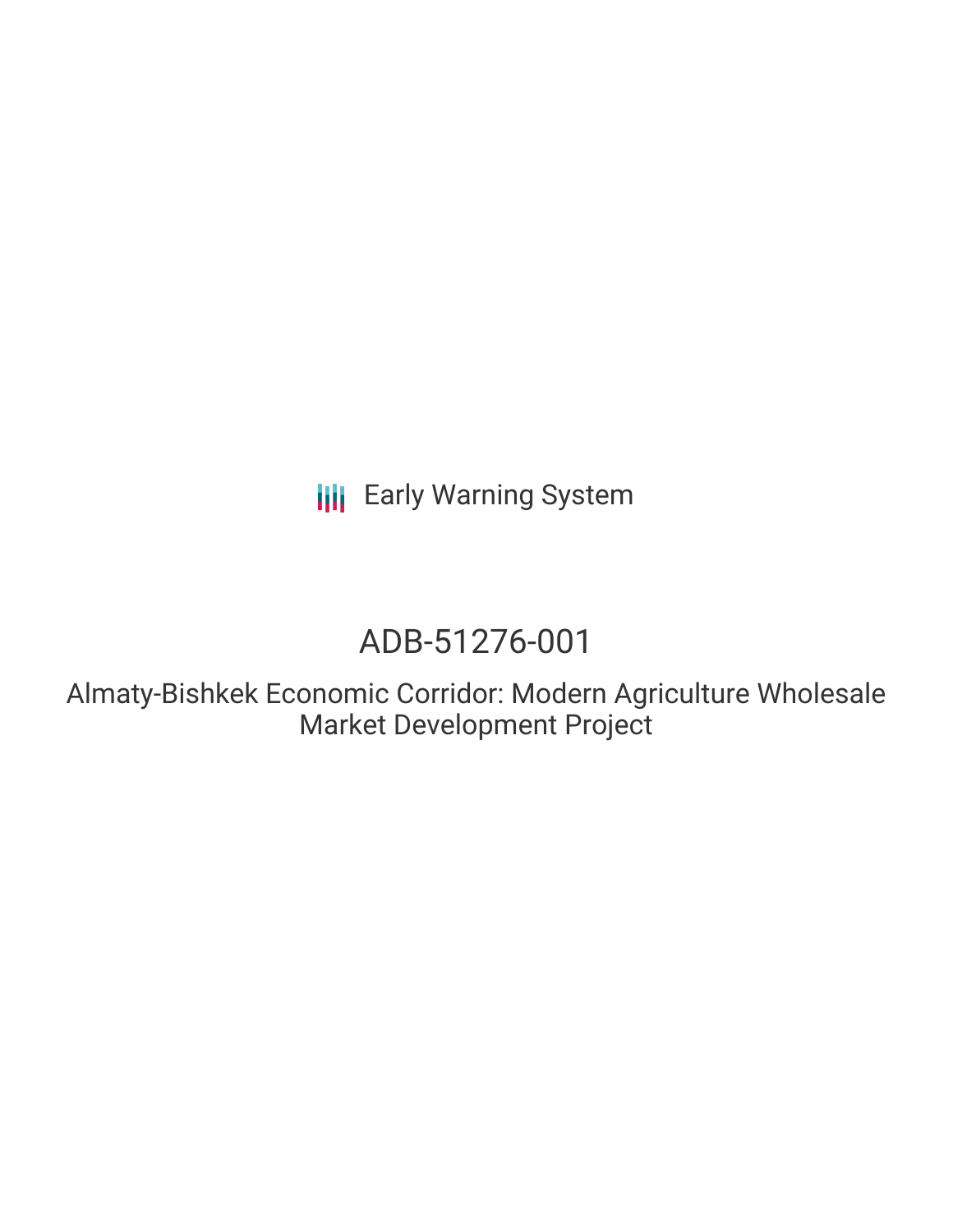Early Warning System

# ADB-51276-001

## Almaty-Bishkek Economic Corridor: Modern Agriculture Wholesale Market Development Project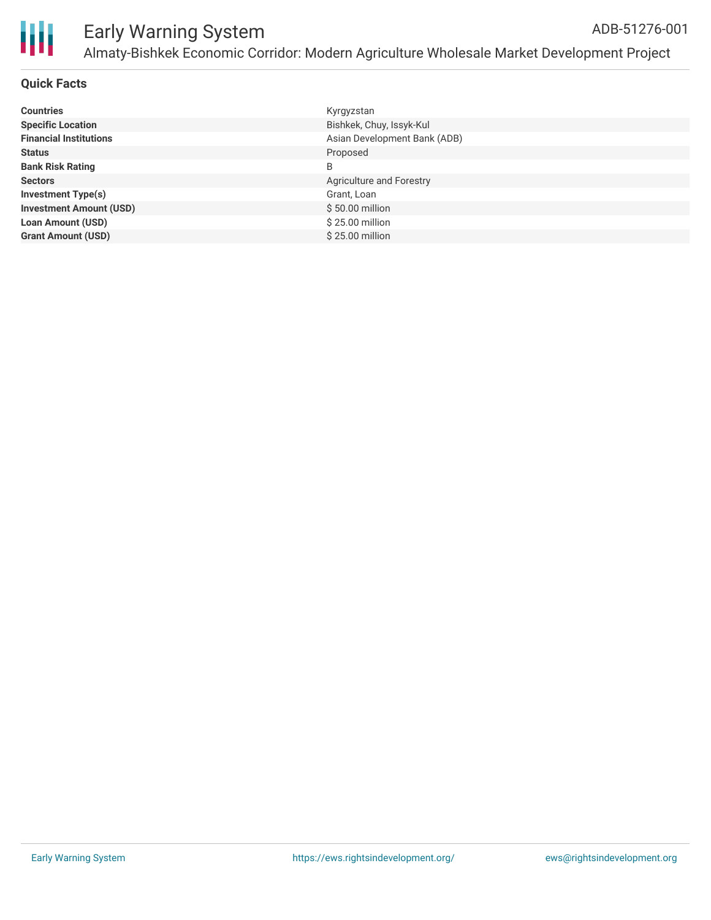## Quick Facts

| | |
|---|---|
| **Countries** | Kyrgyzstan |
| **Specific Location** | Bishkek, Chuy, Issyk-Kul |
| **Financial Institutions** | Asian Development Bank (ADB) |
| **Status** | Proposed |
| **Bank Risk Rating** | B |
| **Sectors** | Agriculture and Forestry |
| **Investment Type(s)** | Grant, Loan |
| **Investment Amount (USD)** | $ 50.00 million |
| **Loan Amount (USD)** | $ 25.00 million |
| **Grant Amount (USD)** | $ 25.00 million |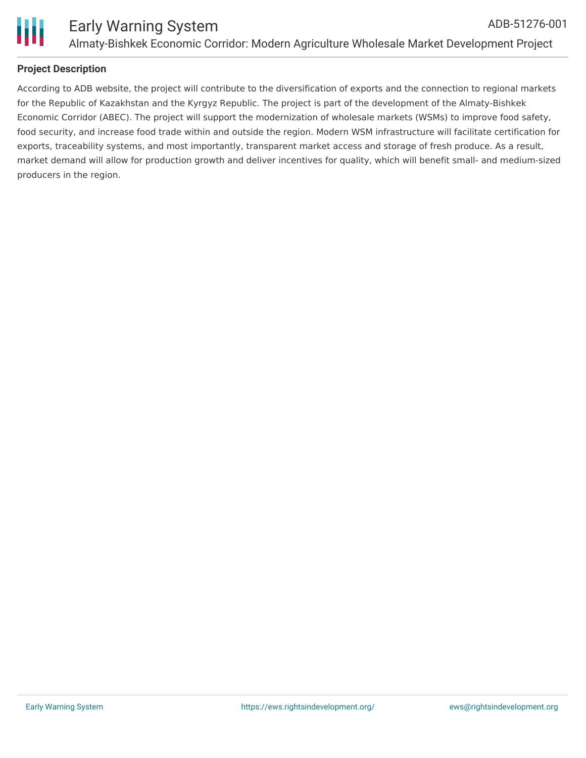**Project Description**

According to ADB website, the project will contribute to the diversification of exports and the connection to regional markets for the Republic of Kazakhstan and the Kyrgyz Republic. The project is part of the development of the Almaty-Bishkek Economic Corridor (ABEC). The project will support the modernization of wholesale markets (WSMs) to improve food safety, food security, and increase food trade within and outside the region. Modern WSM infrastructure will facilitate certification for exports, traceability systems, and most importantly, transparent market access and storage of fresh produce. As a result, market demand will allow for production growth and deliver incentives for quality, which will benefit small- and medium-sized producers in the region.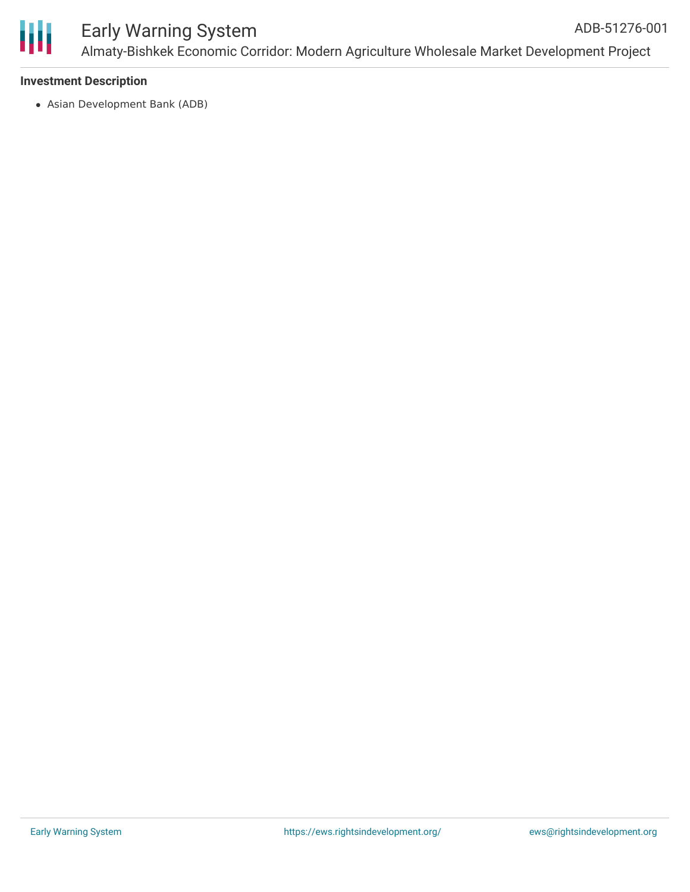### Investment Description

- Asian Development Bank (ADB)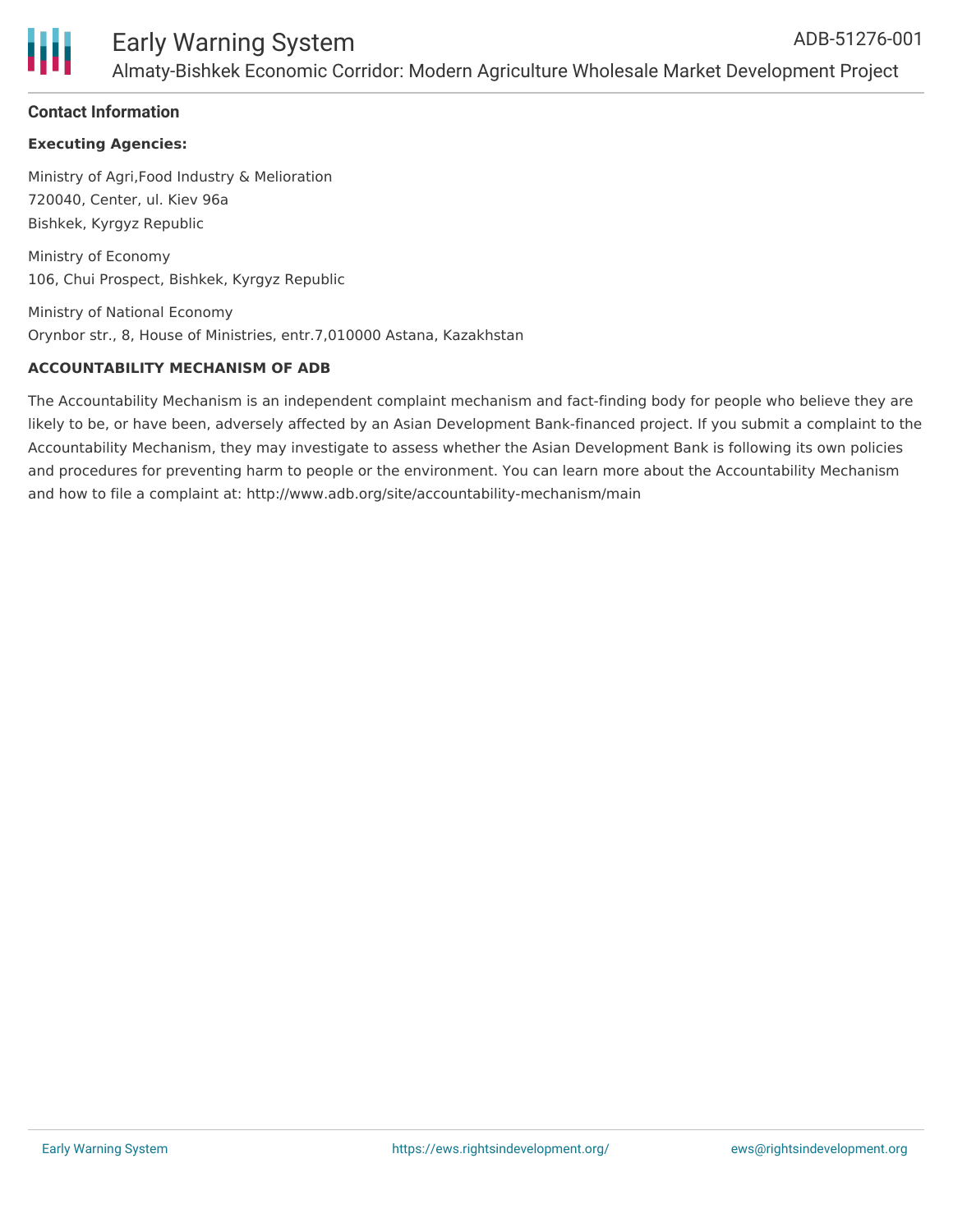## Contact Information

**Executing Agencies:**

Ministry of Agri,Food Industry & Melioration
720040, Center, ul. Kiev 96a
Bishkek, Kyrgyz Republic

Ministry of Economy
106, Chui Prospect, Bishkek, Kyrgyz Republic

Ministry of National Economy
Orynbor str., 8, House of Ministries, entr.7,010000 Astana, Kazakhstan

**ACCOUNTABILITY MECHANISM OF ADB**

The Accountability Mechanism is an independent complaint mechanism and fact-finding body for people who believe they are likely to be, or have been, adversely affected by an Asian Development Bank-financed project. If you submit a complaint to the Accountability Mechanism, they may investigate to assess whether the Asian Development Bank is following its own policies and procedures for preventing harm to people or the environment. You can learn more about the Accountability Mechanism and how to file a complaint at: http://www.adb.org/site/accountability-mechanism/main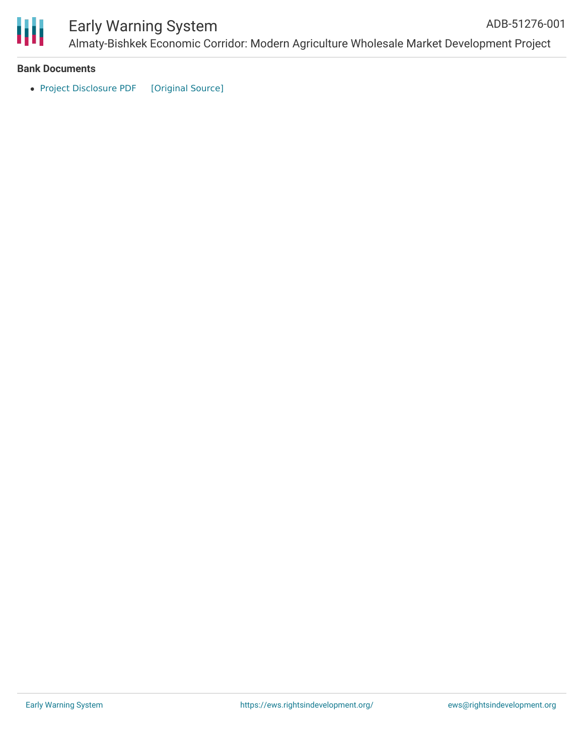**Bank Documents**

- Project Disclosure PDF [Original Source]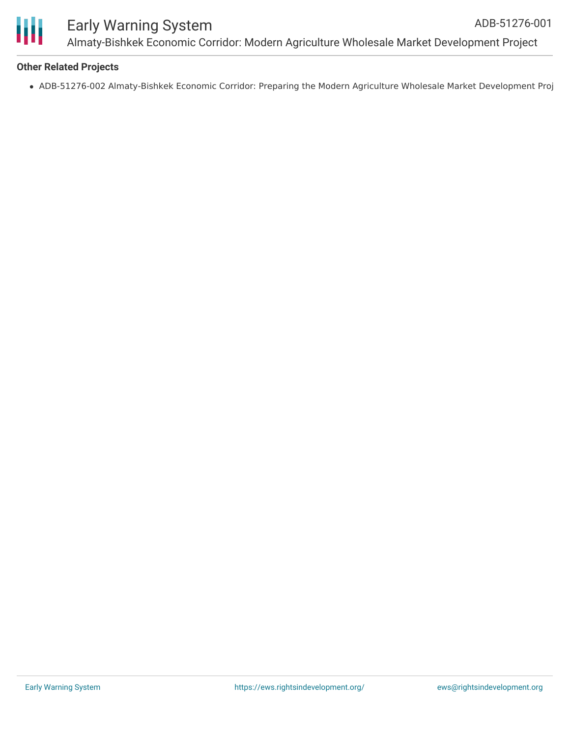**Other Related Projects**

- ADB-51276-002 Almaty-Bishkek Economic Corridor: Preparing the Modern Agriculture Wholesale Market Development Proj